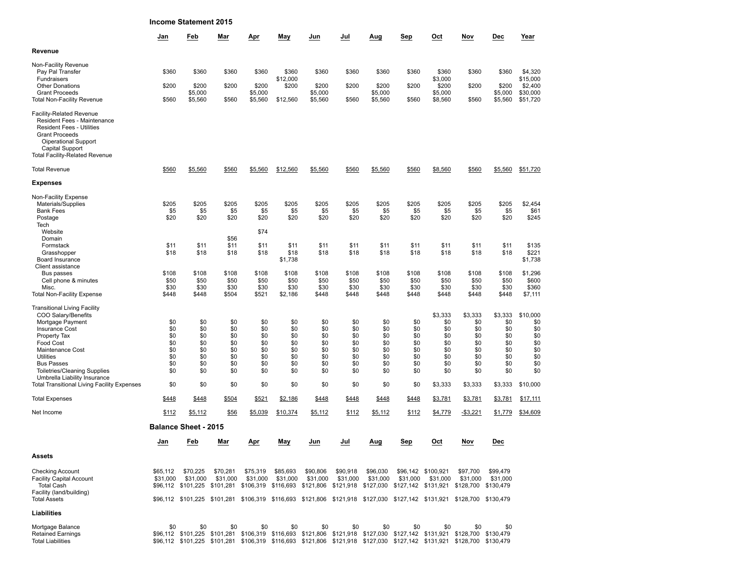## Income Statement 2015

| | Jan | Feb | Mar | Apr | May | Jun | Jul | Aug | Sep | Oct | Nov | Dec | Year |
|---|---|---|---|---|---|---|---|---|---|---|---|---|---|
| **Revenue** | | | | | | | | | | | | | |
| Non-Facility Revenue | | | | | | | | | | | | | |
| Pay Pal Transfer | $360 | $360 | $360 | $360 | $360 | $360 | $360 | $360 | $360 | $360 | $360 | $360 | $4,320 |
| Fundraisers | | | | | $12,000 | | | | | $3,000 | | | $15,000 |
| Other Donations | $200 | $200 | $200 | $200 | $200 | $200 | $200 | $200 | $200 | $200 | $200 | $200 | $2,400 |
| Grant Proceeds | | $5,000 | | $5,000 | | $5,000 | | $5,000 | | $5,000 | | $5,000 | $30,000 |
| Total Non-Facility Revenue | $560 | $5,560 | $560 | $5,560 | $12,560 | $5,560 | $560 | $5,560 | $560 | $8,560 | $560 | $5,560 | $51,720 |
| Facility-Related Revenue | | | | | | | | | | | | | |
| Resident Fees - Maintenance | | | | | | | | | | | | | |
| Resident Fees - Utilities | | | | | | | | | | | | | |
| Grant Proceeds | | | | | | | | | | | | | |
| Oiperational Support | | | | | | | | | | | | | |
| Capital Support | | | | | | | | | | | | | |
| Total Facility-Related Revenue | | | | | | | | | | | | | |
| Total Revenue | $560 | $5,560 | $560 | $5,560 | $12,560 | $5,560 | $560 | $5,560 | $560 | $8,560 | $560 | $5,560 | $51,720 |
| **Expenses** | | | | | | | | | | | | | |
| Non-Facility Expense | | | | | | | | | | | | | |
| Materials/Supplies | $205 | $205 | $205 | $205 | $205 | $205 | $205 | $205 | $205 | $205 | $205 | $205 | $2,454 |
| Bank Fees | $5 | $5 | $5 | $5 | $5 | $5 | $5 | $5 | $5 | $5 | $5 | $5 | $61 |
| Postage | $20 | $20 | $20 | $20 | $20 | $20 | $20 | $20 | $20 | $20 | $20 | $20 | $245 |
| Tech | | | | | | | | | | | | | |
| Website | | | | $74 | | | | | | | | | |
| Domain | | | $56 | | | | | | | | | | |
| Formstack | $11 | $11 | $11 | $11 | $11 | $11 | $11 | $11 | $11 | $11 | $11 | $11 | $135 |
| Grasshopper | $18 | $18 | $18 | $18 | $18 | $18 | $18 | $18 | $18 | $18 | $18 | $18 | $221 |
| Board Insurance | | | | | $1,738 | | | | | | | | $1,738 |
| Client assistance | | | | | | | | | | | | | |
| Bus passes | $108 | $108 | $108 | $108 | $108 | $108 | $108 | $108 | $108 | $108 | $108 | $108 | $1,296 |
| Cell phone & minutes | $50 | $50 | $50 | $50 | $50 | $50 | $50 | $50 | $50 | $50 | $50 | $50 | $600 |
| Misc. | $30 | $30 | $30 | $30 | $30 | $30 | $30 | $30 | $30 | $30 | $30 | $30 | $360 |
| Total Non-Facility Expense | $448 | $448 | $504 | $521 | $2,186 | $448 | $448 | $448 | $448 | $448 | $448 | $448 | $7,111 |
| Transitional Living Facility | | | | | | | | | | | | | |
| COO Salary/Benefits | | | | | | | | | | $3,333 | $3,333 | $3,333 | $10,000 |
| Mortgage Payment | $0 | $0 | $0 | $0 | $0 | $0 | $0 | $0 | $0 | $0 | $0 | $0 | $0 |
| Insurance Cost | $0 | $0 | $0 | $0 | $0 | $0 | $0 | $0 | $0 | $0 | $0 | $0 | $0 |
| Property Tax | $0 | $0 | $0 | $0 | $0 | $0 | $0 | $0 | $0 | $0 | $0 | $0 | $0 |
| Food Cost | $0 | $0 | $0 | $0 | $0 | $0 | $0 | $0 | $0 | $0 | $0 | $0 | $0 |
| Maintenance Cost | $0 | $0 | $0 | $0 | $0 | $0 | $0 | $0 | $0 | $0 | $0 | $0 | $0 |
| Utilities | $0 | $0 | $0 | $0 | $0 | $0 | $0 | $0 | $0 | $0 | $0 | $0 | $0 |
| Bus Passes | $0 | $0 | $0 | $0 | $0 | $0 | $0 | $0 | $0 | $0 | $0 | $0 | $0 |
| Toiletries/Cleaning Supplies | $0 | $0 | $0 | $0 | $0 | $0 | $0 | $0 | $0 | $0 | $0 | $0 | $0 |
| Umbrella Liability Insurance | | | | | | | | | | | | | |
| Total Transitional Living Facility Expenses | $0 | $0 | $0 | $0 | $0 | $0 | $0 | $0 | $0 | $3,333 | $3,333 | $3,333 | $10,000 |
| Total Expenses | $448 | $448 | $504 | $521 | $2,186 | $448 | $448 | $448 | $448 | $3,781 | $3,781 | $3,781 | $17,111 |
| Net Income | $112 | $5,112 | $56 | $5,039 | $10,374 | $5,112 | $112 | $5,112 | $112 | $4,779 | -$3,221 | $1,779 | $34,609 |

## Balance Sheet - 2015

| | Jan | Feb | Mar | Apr | May | Jun | Jul | Aug | Sep | Oct | Nov | Dec |
|---|---|---|---|---|---|---|---|---|---|---|---|---|
| **Assets** | | | | | | | | | | | | |
| Checking Account | $65,112 | $70,225 | $70,281 | $75,319 | $85,693 | $90,806 | $90,918 | $96,030 | $96,142 | $100,921 | $97,700 | $99,479 |
| Facility Capital Account | $31,000 | $31,000 | $31,000 | $31,000 | $31,000 | $31,000 | $31,000 | $31,000 | $31,000 | $31,000 | $31,000 | $31,000 |
| Total Cash | $96,112 | $101,225 | $101,281 | $106,319 | $116,693 | $121,806 | $121,918 | $127,030 | $127,142 | $131,921 | $128,700 | $130,479 |
| Facility (land/building) | | | | | | | | | | | | |
| Total Assets | $96,112 | $101,225 | $101,281 | $106,319 | $116,693 | $121,806 | $121,918 | $127,030 | $127,142 | $131,921 | $128,700 | $130,479 |
| **Liabilities** | | | | | | | | | | | | |
| Mortgage Balance | $0 | $0 | $0 | $0 | $0 | $0 | $0 | $0 | $0 | $0 | $0 | $0 |
| Retained Earnings | $96,112 | $101,225 | $101,281 | $106,319 | $116,693 | $121,806 | $121,918 | $127,030 | $127,142 | $131,921 | $128,700 | $130,479 |
| Total Liabilities | $96,112 | $101,225 | $101,281 | $106,319 | $116,693 | $121,806 | $121,918 | $127,030 | $127,142 | $131,921 | $128,700 | $130,479 |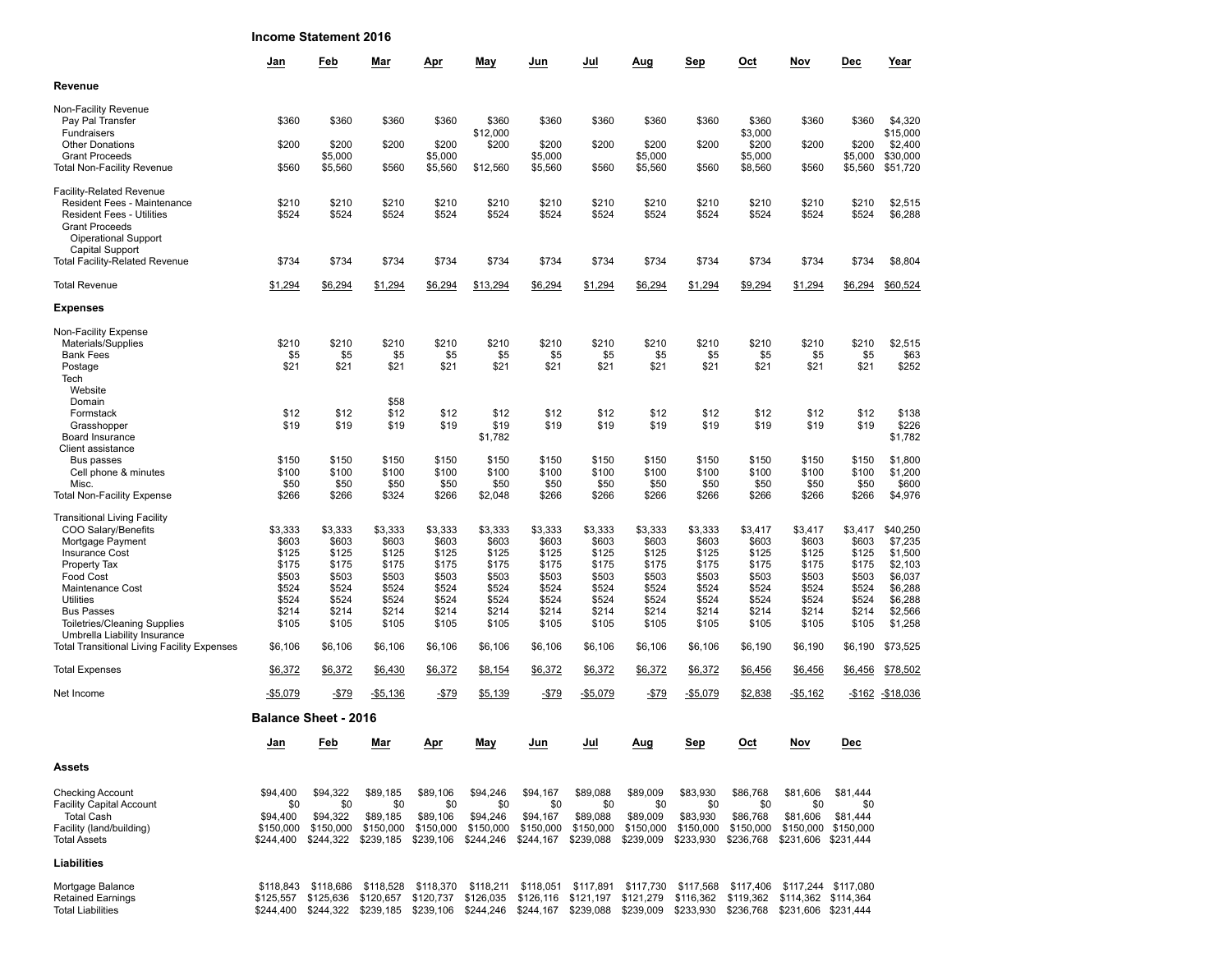## Income Statement 2016

| | Jan | Feb | Mar | Apr | May | Jun | Jul | Aug | Sep | Oct | Nov | Dec | Year |
|---|---|---|---|---|---|---|---|---|---|---|---|---|---|
| **Revenue** | | | | | | | | | | | | | |
| Non-Facility Revenue | | | | | | | | | | | | | |
| Pay Pal Transfer | $360 | $360 | $360 | $360 | $360 | $360 | $360 | $360 | $360 | $360 | $360 | $360 | $4,320 |
| Fundraisers | | | | | $12,000 | | | | | $3,000 | | | $15,000 |
| Other Donations | $200 | $200 | $200 | $200 | $200 | $200 | $200 | $200 | $200 | $200 | $200 | $200 | $2,400 |
| Grant Proceeds | | $5,000 | | $5,000 | | $5,000 | | $5,000 | | $5,000 | | $5,000 | $30,000 |
| Total Non-Facility Revenue | $560 | $5,560 | $560 | $5,560 | $12,560 | $5,560 | $560 | $5,560 | $560 | $8,560 | $560 | $5,560 | $51,720 |
| Facility-Related Revenue | | | | | | | | | | | | | |
| Resident Fees - Maintenance | $210 | $210 | $210 | $210 | $210 | $210 | $210 | $210 | $210 | $210 | $210 | $210 | $2,515 |
| Resident Fees - Utilities | $524 | $524 | $524 | $524 | $524 | $524 | $524 | $524 | $524 | $524 | $524 | $524 | $6,288 |
| Grant Proceeds | | | | | | | | | | | | | |
| Oiperational Support | | | | | | | | | | | | | |
| Capital Support | | | | | | | | | | | | | |
| Total Facility-Related Revenue | $734 | $734 | $734 | $734 | $734 | $734 | $734 | $734 | $734 | $734 | $734 | $734 | $8,804 |
| Total Revenue | $1,294 | $6,294 | $1,294 | $6,294 | $13,294 | $6,294 | $1,294 | $6,294 | $1,294 | $9,294 | $1,294 | $6,294 | $60,524 |
| **Expenses** | | | | | | | | | | | | | |
| Non-Facility Expense | | | | | | | | | | | | | |
| Materials/Supplies | $210 | $210 | $210 | $210 | $210 | $210 | $210 | $210 | $210 | $210 | $210 | $210 | $2,515 |
| Bank Fees | $5 | $5 | $5 | $5 | $5 | $5 | $5 | $5 | $5 | $5 | $5 | $5 | $63 |
| Postage | $21 | $21 | $21 | $21 | $21 | $21 | $21 | $21 | $21 | $21 | $21 | $21 | $252 |
| Tech | | | | | | | | | | | | | |
| Website | | | | | | | | | | | | | |
| Domain | | | $58 | | | | | | | | | | |
| Formstack | $12 | $12 | $12 | $12 | $12 | $12 | $12 | $12 | $12 | $12 | $12 | $12 | $138 |
| Grasshopper | $19 | $19 | $19 | $19 | $19 | $19 | $19 | $19 | $19 | $19 | $19 | $19 | $226 |
| Board Insurance | | | | | $1,782 | | | | | | | | $1,782 |
| Client assistance | | | | | | | | | | | | | |
| Bus passes | $150 | $150 | $150 | $150 | $150 | $150 | $150 | $150 | $150 | $150 | $150 | $150 | $1,800 |
| Cell phone & minutes | $100 | $100 | $100 | $100 | $100 | $100 | $100 | $100 | $100 | $100 | $100 | $100 | $1,200 |
| Misc. | $50 | $50 | $50 | $50 | $50 | $50 | $50 | $50 | $50 | $50 | $50 | $50 | $600 |
| Total Non-Facility Expense | $266 | $266 | $324 | $266 | $2,048 | $266 | $266 | $266 | $266 | $266 | $266 | $266 | $4,976 |
| Transitional Living Facility | | | | | | | | | | | | | |
| COO Salary/Benefits | $3,333 | $3,333 | $3,333 | $3,333 | $3,333 | $3,333 | $3,333 | $3,333 | $3,333 | $3,417 | $3,417 | $3,417 | $40,250 |
| Mortgage Payment | $603 | $603 | $603 | $603 | $603 | $603 | $603 | $603 | $603 | $603 | $603 | $603 | $7,235 |
| Insurance Cost | $125 | $125 | $125 | $125 | $125 | $125 | $125 | $125 | $125 | $125 | $125 | $125 | $1,500 |
| Property Tax | $175 | $175 | $175 | $175 | $175 | $175 | $175 | $175 | $175 | $175 | $175 | $175 | $2,103 |
| Food Cost | $503 | $503 | $503 | $503 | $503 | $503 | $503 | $503 | $503 | $503 | $503 | $503 | $6,037 |
| Maintenance Cost | $524 | $524 | $524 | $524 | $524 | $524 | $524 | $524 | $524 | $524 | $524 | $524 | $6,288 |
| Utilities | $524 | $524 | $524 | $524 | $524 | $524 | $524 | $524 | $524 | $524 | $524 | $524 | $6,288 |
| Bus Passes | $214 | $214 | $214 | $214 | $214 | $214 | $214 | $214 | $214 | $214 | $214 | $214 | $2,566 |
| Toiletries/Cleaning Supplies | $105 | $105 | $105 | $105 | $105 | $105 | $105 | $105 | $105 | $105 | $105 | $105 | $1,258 |
| Umbrella Liability Insurance | | | | | | | | | | | | | |
| Total Transitional Living Facility Expenses | $6,106 | $6,106 | $6,106 | $6,106 | $6,106 | $6,106 | $6,106 | $6,106 | $6,106 | $6,190 | $6,190 | $6,190 | $73,525 |
| Total Expenses | $6,372 | $6,372 | $6,430 | $6,372 | $8,154 | $6,372 | $6,372 | $6,372 | $6,372 | $6,456 | $6,456 | $6,456 | $78,502 |
| Net Income | -$5,079 | -$79 | -$5,136 | -$79 | $5,139 | -$79 | -$5,079 | -$79 | -$5,079 | $2,838 | -$5,162 | -$162 | -$18,036 |

## Balance Sheet - 2016

| | Jan | Feb | Mar | Apr | May | Jun | Jul | Aug | Sep | Oct | Nov | Dec |
|---|---|---|---|---|---|---|---|---|---|---|---|---|
| **Assets** | | | | | | | | | | | | |
| Checking Account | $94,400 | $94,322 | $89,185 | $89,106 | $94,246 | $94,167 | $89,088 | $89,009 | $83,930 | $86,768 | $81,606 | $81,444 |
| Facility Capital Account | $0 | $0 | $0 | $0 | $0 | $0 | $0 | $0 | $0 | $0 | $0 | $0 |
| Total Cash | $94,400 | $94,322 | $89,185 | $89,106 | $94,246 | $94,167 | $89,088 | $89,009 | $83,930 | $86,768 | $81,606 | $81,444 |
| Facility (land/building) | $150,000 | $150,000 | $150,000 | $150,000 | $150,000 | $150,000 | $150,000 | $150,000 | $150,000 | $150,000 | $150,000 | $150,000 |
| Total Assets | $244,400 | $244,322 | $239,185 | $239,106 | $244,246 | $244,167 | $239,088 | $239,009 | $233,930 | $236,768 | $231,606 | $231,444 |
| **Liabilities** | | | | | | | | | | | | |
| Mortgage Balance | $118,843 | $118,686 | $118,528 | $118,370 | $118,211 | $118,051 | $117,891 | $117,730 | $117,568 | $117,406 | $117,244 | $117,080 |
| Retained Earnings | $125,557 | $125,636 | $120,657 | $120,737 | $126,035 | $126,116 | $121,197 | $121,279 | $116,362 | $119,362 | $114,362 | $114,364 |
| Total Liabilities | $244,400 | $244,322 | $239,185 | $239,106 | $244,246 | $244,167 | $239,088 | $239,009 | $233,930 | $236,768 | $231,606 | $231,444 |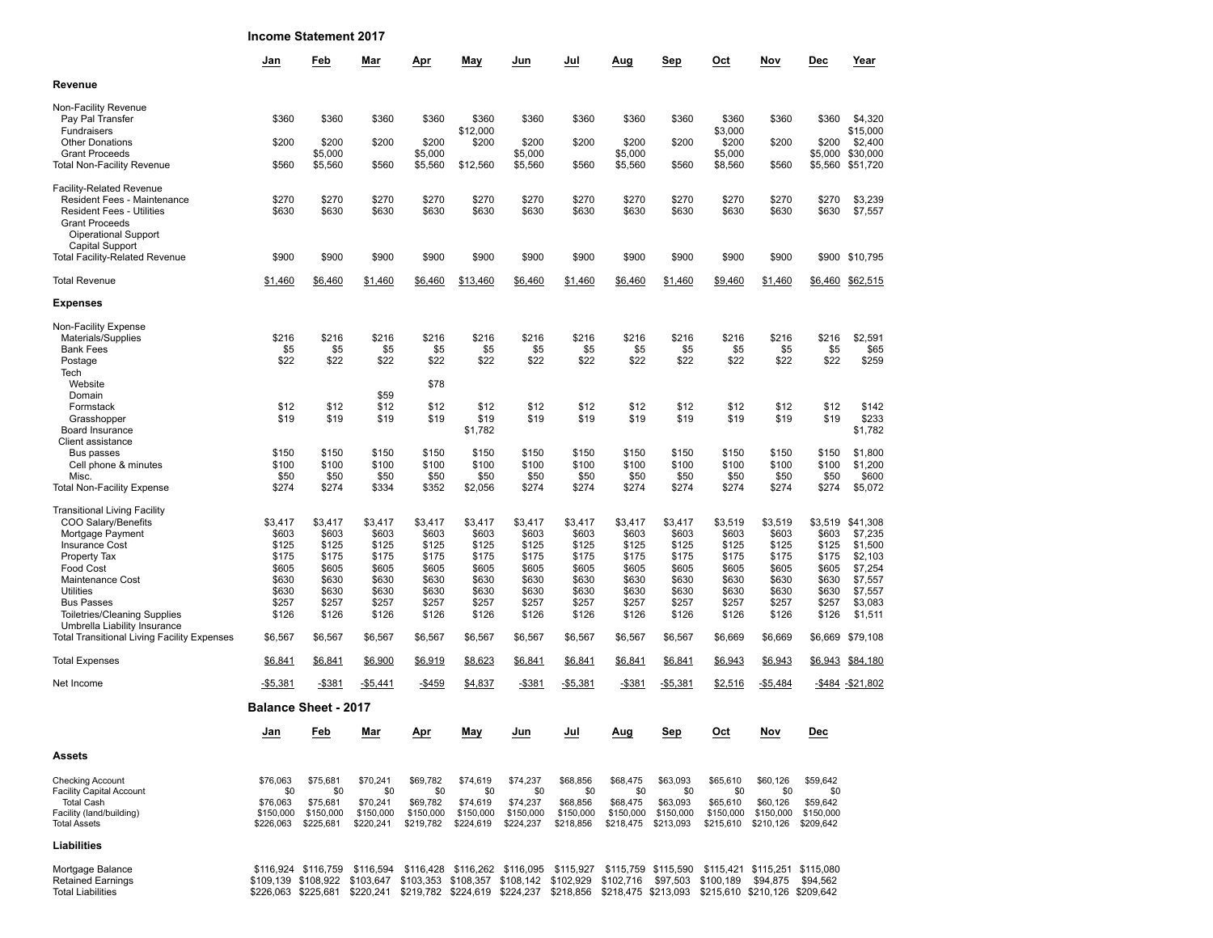## Income Statement 2017

| | Jan | Feb | Mar | Apr | May | Jun | Jul | Aug | Sep | Oct | Nov | Dec | Year |
|---|---|---|---|---|---|---|---|---|---|---|---|---|---|
| **Revenue** | | | | | | | | | | | | | |
| Non-Facility Revenue | | | | | | | | | | | | | |
| Pay Pal Transfer | $360 | $360 | $360 | $360 | $360 | $360 | $360 | $360 | $360 | $360 | $360 | $360 | $4,320 |
| Fundraisers | | | | | $12,000 | | | | | $3,000 | | | $15,000 |
| Other Donations | $200 | $200 | $200 | $200 | $200 | $200 | $200 | $200 | $200 | $200 | $200 | $200 | $2,400 |
| Grant Proceeds | | $5,000 | | $5,000 | | $5,000 | | $5,000 | | $5,000 | | $5,000 | $30,000 |
| Total Non-Facility Revenue | $560 | $5,560 | $560 | $5,560 | $12,560 | $5,560 | $560 | $5,560 | $560 | $8,560 | $560 | $5,560 | $51,720 |
| Facility-Related Revenue | | | | | | | | | | | | | |
| Resident Fees - Maintenance | $270 | $270 | $270 | $270 | $270 | $270 | $270 | $270 | $270 | $270 | $270 | $270 | $3,239 |
| Resident Fees - Utilities | $630 | $630 | $630 | $630 | $630 | $630 | $630 | $630 | $630 | $630 | $630 | $630 | $7,557 |
| Grant Proceeds | | | | | | | | | | | | | |
| Oiperational Support | | | | | | | | | | | | | |
| Capital Support | | | | | | | | | | | | | |
| Total Facility-Related Revenue | $900 | $900 | $900 | $900 | $900 | $900 | $900 | $900 | $900 | $900 | $900 | $900 | $10,795 |
| Total Revenue | $1,460 | $6,460 | $1,460 | $6,460 | $13,460 | $6,460 | $1,460 | $6,460 | $1,460 | $9,460 | $1,460 | $6,460 | $62,515 |
| **Expenses** | | | | | | | | | | | | | |
| Non-Facility Expense | | | | | | | | | | | | | |
| Materials/Supplies | $216 | $216 | $216 | $216 | $216 | $216 | $216 | $216 | $216 | $216 | $216 | $216 | $2,591 |
| Bank Fees | $5 | $5 | $5 | $5 | $5 | $5 | $5 | $5 | $5 | $5 | $5 | $5 | $65 |
| Postage | $22 | $22 | $22 | $22 | $22 | $22 | $22 | $22 | $22 | $22 | $22 | $22 | $259 |
| Tech | | | | | | | | | | | | | |
| Website | | | | $78 | | | | | | | | | |
| Domain | | | $59 | | | | | | | | | | |
| Formstack | $12 | $12 | $12 | $12 | $12 | $12 | $12 | $12 | $12 | $12 | $12 | $12 | $142 |
| Grasshopper | $19 | $19 | $19 | $19 | $19 | $19 | $19 | $19 | $19 | $19 | $19 | $19 | $233 |
| Board Insurance | | | | | $1,782 | | | | | | | | $1,782 |
| Client assistance | | | | | | | | | | | | | |
| Bus passes | $150 | $150 | $150 | $150 | $150 | $150 | $150 | $150 | $150 | $150 | $150 | $150 | $1,800 |
| Cell phone & minutes | $100 | $100 | $100 | $100 | $100 | $100 | $100 | $100 | $100 | $100 | $100 | $100 | $1,200 |
| Misc. | $50 | $50 | $50 | $50 | $50 | $50 | $50 | $50 | $50 | $50 | $50 | $50 | $600 |
| Total Non-Facility Expense | $274 | $274 | $334 | $352 | $2,056 | $274 | $274 | $274 | $274 | $274 | $274 | $274 | $5,072 |
| Transitional Living Facility | | | | | | | | | | | | | |
| COO Salary/Benefits | $3,417 | $3,417 | $3,417 | $3,417 | $3,417 | $3,417 | $3,417 | $3,417 | $3,417 | $3,519 | $3,519 | $3,519 | $41,308 |
| Mortgage Payment | $603 | $603 | $603 | $603 | $603 | $603 | $603 | $603 | $603 | $603 | $603 | $603 | $7,235 |
| Insurance Cost | $125 | $125 | $125 | $125 | $125 | $125 | $125 | $125 | $125 | $125 | $125 | $125 | $1,500 |
| Property Tax | $175 | $175 | $175 | $175 | $175 | $175 | $175 | $175 | $175 | $175 | $175 | $175 | $2,103 |
| Food Cost | $605 | $605 | $605 | $605 | $605 | $605 | $605 | $605 | $605 | $605 | $605 | $605 | $7,254 |
| Maintenance Cost | $630 | $630 | $630 | $630 | $630 | $630 | $630 | $630 | $630 | $630 | $630 | $630 | $7,557 |
| Utilities | $630 | $630 | $630 | $630 | $630 | $630 | $630 | $630 | $630 | $630 | $630 | $630 | $7,557 |
| Bus Passes | $257 | $257 | $257 | $257 | $257 | $257 | $257 | $257 | $257 | $257 | $257 | $257 | $3,083 |
| Toiletries/Cleaning Supplies | $126 | $126 | $126 | $126 | $126 | $126 | $126 | $126 | $126 | $126 | $126 | $126 | $1,511 |
| Umbrella Liability Insurance | | | | | | | | | | | | | |
| Total Transitional Living Facility Expenses | $6,567 | $6,567 | $6,567 | $6,567 | $6,567 | $6,567 | $6,567 | $6,567 | $6,567 | $6,669 | $6,669 | $6,669 | $79,108 |
| Total Expenses | $6,841 | $6,841 | $6,900 | $6,919 | $8,623 | $6,841 | $6,841 | $6,841 | $6,841 | $6,943 | $6,943 | $6,943 | $84,180 |
| Net Income | -$5,381 | -$381 | -$5,441 | -$459 | $4,837 | -$381 | -$5,381 | -$381 | -$5,381 | $2,516 | -$5,484 | -$484 | -$21,802 |

## Balance Sheet - 2017

| | Jan | Feb | Mar | Apr | May | Jun | Jul | Aug | Sep | Oct | Nov | Dec |
|---|---|---|---|---|---|---|---|---|---|---|---|---|
| **Assets** | | | | | | | | | | | | |
| Checking Account | $76,063 | $75,681 | $70,241 | $69,782 | $74,619 | $74,237 | $68,856 | $68,475 | $63,093 | $65,610 | $60,126 | $59,642 |
| Facility Capital Account | $0 | $0 | $0 | $0 | $0 | $0 | $0 | $0 | $0 | $0 | $0 | $0 |
| Total Cash | $76,063 | $75,681 | $70,241 | $69,782 | $74,619 | $74,237 | $68,856 | $68,475 | $63,093 | $65,610 | $60,126 | $59,642 |
| Facility (land/building) | $150,000 | $150,000 | $150,000 | $150,000 | $150,000 | $150,000 | $150,000 | $150,000 | $150,000 | $150,000 | $150,000 | $150,000 |
| Total Assets | $226,063 | $225,681 | $220,241 | $219,782 | $224,619 | $224,237 | $218,856 | $218,475 | $213,093 | $215,610 | $210,126 | $209,642 |
| **Liabilities** | | | | | | | | | | | | |
| Mortgage Balance | $116,924 | $116,759 | $116,594 | $116,428 | $116,262 | $116,095 | $115,927 | $115,759 | $115,590 | $115,421 | $115,251 | $115,080 |
| Retained Earnings | $109,139 | $108,922 | $103,647 | $103,353 | $108,357 | $108,142 | $102,929 | $102,716 | $97,503 | $100,189 | $94,875 | $94,562 |
| Total Liabilities | $226,063 | $225,681 | $220,241 | $219,782 | $224,619 | $224,237 | $218,856 | $218,475 | $213,093 | $215,610 | $210,126 | $209,642 |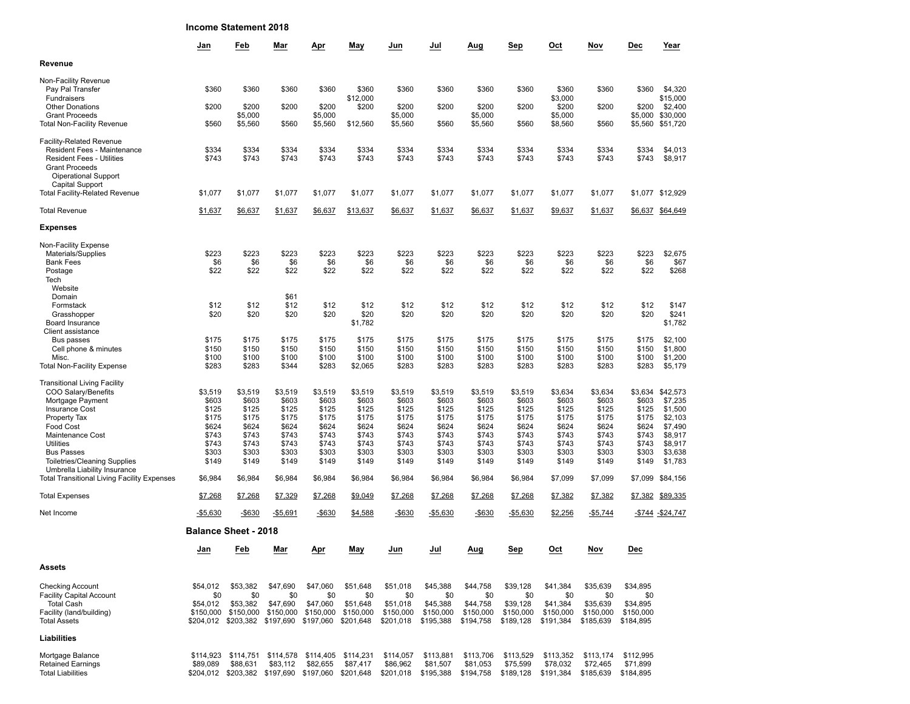## Income Statement 2018

| | Jan | Feb | Mar | Apr | May | Jun | Jul | Aug | Sep | Oct | Nov | Dec | Year |
|---|---|---|---|---|---|---|---|---|---|---|---|---|---|
| **Revenue** | | | | | | | | | | | | | |
| Non-Facility Revenue | | | | | | | | | | | | | |
| Pay Pal Transfer | $360 | $360 | $360 | $360 | $360 | $360 | $360 | $360 | $360 | $360 | $360 | $360 | $4,320 |
| Fundraisers | | | | | $12,000 | | | | | $3,000 | | | $15,000 |
| Other Donations | $200 | $200 | $200 | $200 | $200 | $200 | $200 | $200 | $200 | $200 | $200 | $200 | $2,400 |
| Grant Proceeds | | $5,000 | | $5,000 | | $5,000 | | $5,000 | | $5,000 | | $5,000 | $30,000 |
| Total Non-Facility Revenue | $560 | $5,560 | $560 | $5,560 | $12,560 | $5,560 | $560 | $5,560 | $560 | $8,560 | $560 | $5,560 | $51,720 |
| Facility-Related Revenue | | | | | | | | | | | | | |
| Resident Fees - Maintenance | $334 | $334 | $334 | $334 | $334 | $334 | $334 | $334 | $334 | $334 | $334 | $334 | $4,013 |
| Resident Fees - Utilities | $743 | $743 | $743 | $743 | $743 | $743 | $743 | $743 | $743 | $743 | $743 | $743 | $8,917 |
| Grant Proceeds | | | | | | | | | | | | | |
| Oiperational Support | | | | | | | | | | | | | |
| Capital Support | | | | | | | | | | | | | |
| Total Facility-Related Revenue | $1,077 | $1,077 | $1,077 | $1,077 | $1,077 | $1,077 | $1,077 | $1,077 | $1,077 | $1,077 | $1,077 | $1,077 | $12,929 |
| Total Revenue | $1,637 | $6,637 | $1,637 | $6,637 | $13,637 | $6,637 | $1,637 | $6,637 | $1,637 | $9,637 | $1,637 | $6,637 | $64,649 |
| **Expenses** | | | | | | | | | | | | | |
| Non-Facility Expense | | | | | | | | | | | | | |
| Materials/Supplies | $223 | $223 | $223 | $223 | $223 | $223 | $223 | $223 | $223 | $223 | $223 | $223 | $2,675 |
| Bank Fees | $6 | $6 | $6 | $6 | $6 | $6 | $6 | $6 | $6 | $6 | $6 | $6 | $67 |
| Postage | $22 | $22 | $22 | $22 | $22 | $22 | $22 | $22 | $22 | $22 | $22 | $22 | $268 |
| Tech | | | | | | | | | | | | | |
| Website | | | | | | | | | | | | | |
| Domain | | | $61 | | | | | | | | | | |
| Formstack | $12 | $12 | $12 | $12 | $12 | $12 | $12 | $12 | $12 | $12 | $12 | $12 | $147 |
| Grasshopper | $20 | $20 | $20 | $20 | $20 | $20 | $20 | $20 | $20 | $20 | $20 | $20 | $241 |
| Board Insurance | | | | | $1,782 | | | | | | | | $1,782 |
| Client assistance | | | | | | | | | | | | | |
| Bus passes | $175 | $175 | $175 | $175 | $175 | $175 | $175 | $175 | $175 | $175 | $175 | $175 | $2,100 |
| Cell phone & minutes | $150 | $150 | $150 | $150 | $150 | $150 | $150 | $150 | $150 | $150 | $150 | $150 | $1,800 |
| Misc. | $100 | $100 | $100 | $100 | $100 | $100 | $100 | $100 | $100 | $100 | $100 | $100 | $1,200 |
| Total Non-Facility Expense | $283 | $283 | $344 | $283 | $2,065 | $283 | $283 | $283 | $283 | $283 | $283 | $283 | $5,179 |
| Transitional Living Facility | | | | | | | | | | | | | |
| COO Salary/Benefits | $3,519 | $3,519 | $3,519 | $3,519 | $3,519 | $3,519 | $3,519 | $3,519 | $3,519 | $3,634 | $3,634 | $3,634 | $42,573 |
| Mortgage Payment | $603 | $603 | $603 | $603 | $603 | $603 | $603 | $603 | $603 | $603 | $603 | $603 | $7,235 |
| Insurance Cost | $125 | $125 | $125 | $125 | $125 | $125 | $125 | $125 | $125 | $125 | $125 | $125 | $1,500 |
| Property Tax | $175 | $175 | $175 | $175 | $175 | $175 | $175 | $175 | $175 | $175 | $175 | $175 | $2,103 |
| Food Cost | $624 | $624 | $624 | $624 | $624 | $624 | $624 | $624 | $624 | $624 | $624 | $624 | $7,490 |
| Maintenance Cost | $743 | $743 | $743 | $743 | $743 | $743 | $743 | $743 | $743 | $743 | $743 | $743 | $8,917 |
| Utilities | $743 | $743 | $743 | $743 | $743 | $743 | $743 | $743 | $743 | $743 | $743 | $743 | $8,917 |
| Bus Passes | $303 | $303 | $303 | $303 | $303 | $303 | $303 | $303 | $303 | $303 | $303 | $303 | $3,638 |
| Toiletries/Cleaning Supplies | $149 | $149 | $149 | $149 | $149 | $149 | $149 | $149 | $149 | $149 | $149 | $149 | $1,783 |
| Umbrella Liability Insurance | | | | | | | | | | | | | |
| Total Transitional Living Facility Expenses | $6,984 | $6,984 | $6,984 | $6,984 | $6,984 | $6,984 | $6,984 | $6,984 | $6,984 | $7,099 | $7,099 | $7,099 | $84,156 |
| Total Expenses | $7,268 | $7,268 | $7,329 | $7,268 | $9,049 | $7,268 | $7,268 | $7,268 | $7,268 | $7,382 | $7,382 | $7,382 | $89,335 |
| Net Income | -$5,630 | -$630 | -$5,691 | -$630 | $4,588 | -$630 | -$5,630 | -$630 | -$5,630 | $2,256 | -$5,744 | -$744 | -$24,747 |

## Balance Sheet - 2018

| | Jan | Feb | Mar | Apr | May | Jun | Jul | Aug | Sep | Oct | Nov | Dec |
|---|---|---|---|---|---|---|---|---|---|---|---|---|
| **Assets** | | | | | | | | | | | | |
| Checking Account | $54,012 | $53,382 | $47,690 | $47,060 | $51,648 | $51,018 | $45,388 | $44,758 | $39,128 | $41,384 | $35,639 | $34,895 |
| Facility Capital Account | $0 | $0 | $0 | $0 | $0 | $0 | $0 | $0 | $0 | $0 | $0 | $0 |
| Total Cash | $54,012 | $53,382 | $47,690 | $47,060 | $51,648 | $51,018 | $45,388 | $44,758 | $39,128 | $41,384 | $35,639 | $34,895 |
| Facility (land/building) | $150,000 | $150,000 | $150,000 | $150,000 | $150,000 | $150,000 | $150,000 | $150,000 | $150,000 | $150,000 | $150,000 | $150,000 |
| Total Assets | $204,012 | $203,382 | $197,690 | $197,060 | $201,648 | $201,018 | $195,388 | $194,758 | $189,128 | $191,384 | $185,639 | $184,895 |
| **Liabilities** | | | | | | | | | | | | |
| Mortgage Balance | $114,923 | $114,751 | $114,578 | $114,405 | $114,231 | $114,057 | $113,881 | $113,706 | $113,529 | $113,352 | $113,174 | $112,995 |
| Retained Earnings | $89,089 | $88,631 | $83,112 | $82,655 | $87,417 | $86,962 | $81,507 | $81,053 | $75,599 | $78,032 | $72,465 | $71,899 |
| Total Liabilities | $204,012 | $203,382 | $197,690 | $197,060 | $201,648 | $201,018 | $195,388 | $194,758 | $189,128 | $191,384 | $185,639 | $184,895 |